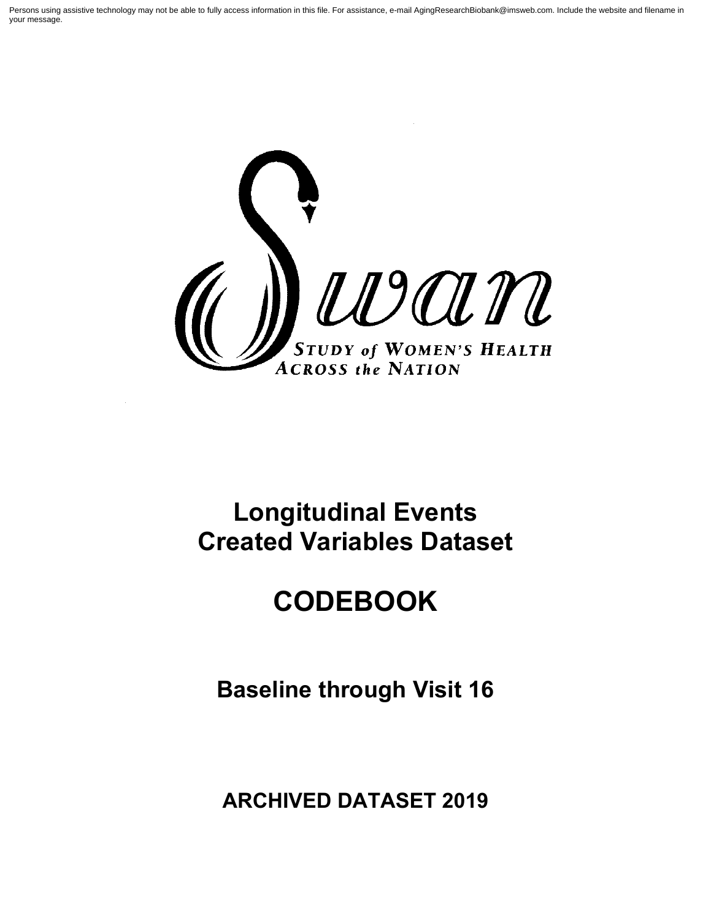Persons using assistive technology may not be able to fully access information in this file. For assistance, e-mail AgingResearchBiobank@imsweb.com. Include the website and filename in your message.

Swan

STUDY of WOMEN'S HEALTH ACROSS the NATION

# Longitudinal Events Created Variables Dataset

# CODEBOOK

## Baseline through Visit 16

## ARCHIVED DATASET 2019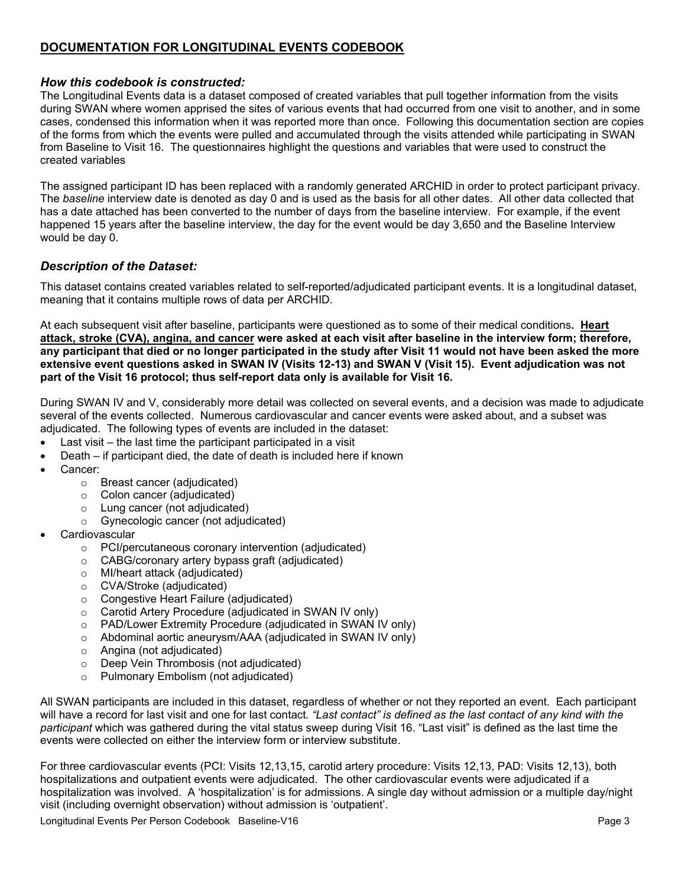# DOCUMENTATION FOR LONGITUDINAL EVENTS CODEBOOK

### *How this codebook is constructed:*

The Longitudinal Events data is a dataset composed of created variables that pull together information from the visits during SWAN where women apprised the sites of various events that had occurred from one visit to another, and in some cases, condensed this information when it was reported more than once. Following this documentation section are copies of the forms from which the events were pulled and accumulated through the visits attended while participating in SWAN from Baseline to Visit 16. The questionnaires highlight the questions and variables that were used to construct the created variables

The assigned participant ID has been replaced with a randomly generated ARCHID in order to protect participant privacy. The *baseline* interview date is denoted as day 0 and is used as the basis for all other dates. All other data collected that has a date attached has been converted to the number of days from the baseline interview. For example, if the event happened 15 years after the baseline interview, the day for the event would be day 3,650 and the Baseline Interview would be day 0.

### *Description of the Dataset:*

This dataset contains created variables related to self-reported/adjudicated participant events. It is a longitudinal dataset, meaning that it contains multiple rows of data per ARCHID.

At each subsequent visit after baseline, participants were questioned as to some of their medical conditions**. Heart attack, stroke (CVA), angina, and cancer were asked at each visit after baseline in the interview form; therefore, any participant that died or no longer participated in the study after Visit 11 would not have been asked the more extensive event questions asked in SWAN IV (Visits 12-13) and SWAN V (Visit 15). Event adjudication was not part of the Visit 16 protocol; thus self-report data only is available for Visit 16.**

During SWAN IV and V, considerably more detail was collected on several events, and a decision was made to adjudicate several of the events collected. Numerous cardiovascular and cancer events were asked about, and a subset was adjudicated. The following types of events are included in the dataset:

- Last visit – the last time the participant participated in a visit
- Death – if participant died, the date of death is included here if known
- Cancer:
  - Breast cancer (adjudicated)
  - Colon cancer (adjudicated)
  - Lung cancer (not adjudicated)
  - Gynecologic cancer (not adjudicated)
- Cardiovascular
  - PCI/percutaneous coronary intervention (adjudicated)
  - CABG/coronary artery bypass graft (adjudicated)
  - MI/heart attack (adjudicated)
  - CVA/Stroke (adjudicated)
  - Congestive Heart Failure (adjudicated)
  - Carotid Artery Procedure (adjudicated in SWAN IV only)
  - PAD/Lower Extremity Procedure (adjudicated in SWAN IV only)
  - Abdominal aortic aneurysm/AAA (adjudicated in SWAN IV only)
  - Angina (not adjudicated)
  - Deep Vein Thrombosis (not adjudicated)
  - Pulmonary Embolism (not adjudicated)

All SWAN participants are included in this dataset, regardless of whether or not they reported an event. Each participant will have a record for last visit and one for last contact. *"Last contact" is defined as the last contact of any kind with the participant* which was gathered during the vital status sweep during Visit 16. "Last visit" is defined as the last time the events were collected on either the interview form or interview substitute.

For three cardiovascular events (PCI: Visits 12,13,15, carotid artery procedure: Visits 12,13, PAD: Visits 12,13), both hospitalizations and outpatient events were adjudicated. The other cardiovascular events were adjudicated if a hospitalization was involved. A 'hospitalization' is for admissions. A single day without admission or a multiple day/night visit (including overnight observation) without admission is 'outpatient'.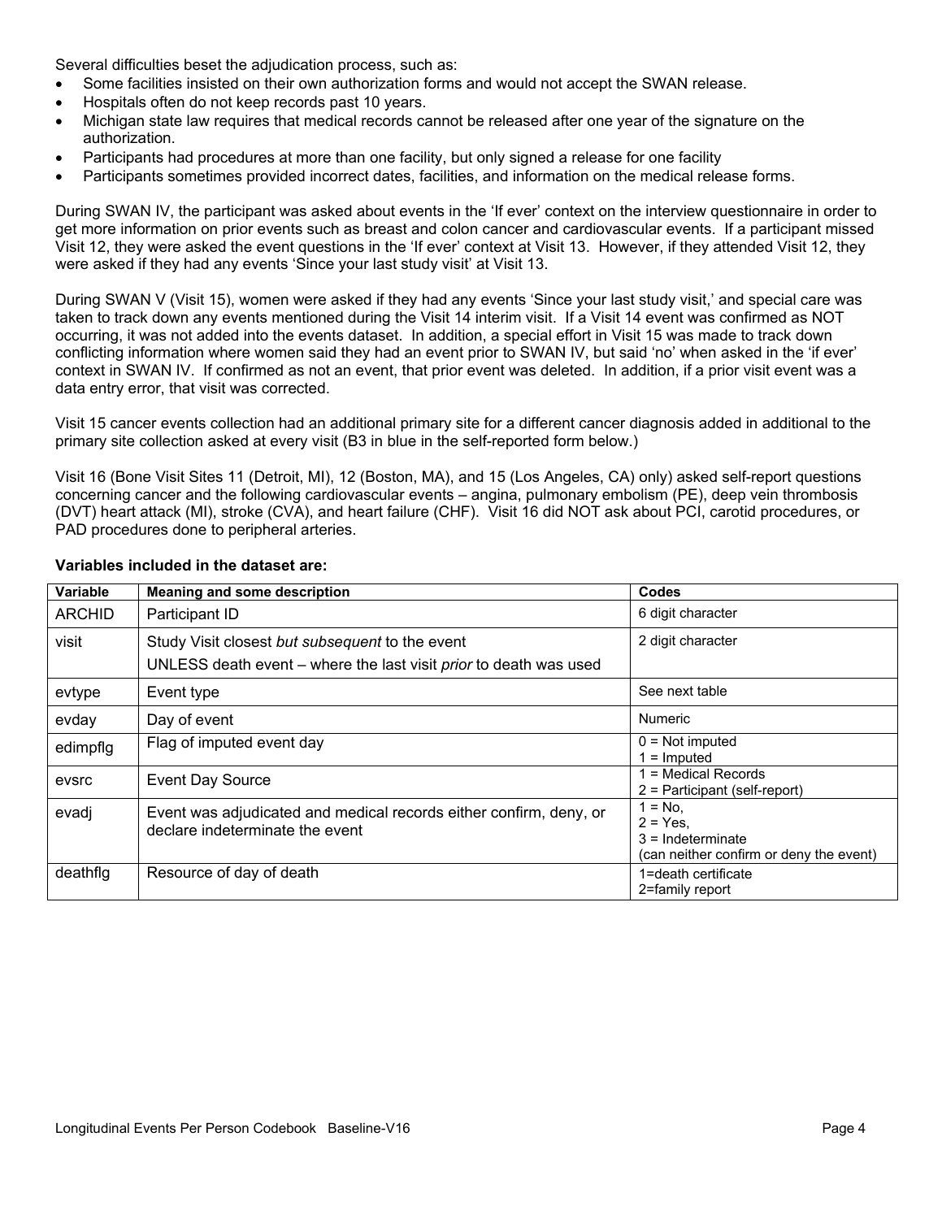Several difficulties beset the adjudication process, such as:

- Some facilities insisted on their own authorization forms and would not accept the SWAN release.
- Hospitals often do not keep records past 10 years.
- Michigan state law requires that medical records cannot be released after one year of the signature on the authorization.
- Participants had procedures at more than one facility, but only signed a release for one facility
- Participants sometimes provided incorrect dates, facilities, and information on the medical release forms.

During SWAN IV, the participant was asked about events in the 'If ever' context on the interview questionnaire in order to get more information on prior events such as breast and colon cancer and cardiovascular events. If a participant missed Visit 12, they were asked the event questions in the 'If ever' context at Visit 13. However, if they attended Visit 12, they were asked if they had any events 'Since your last study visit' at Visit 13.

During SWAN V (Visit 15), women were asked if they had any events 'Since your last study visit,' and special care was taken to track down any events mentioned during the Visit 14 interim visit. If a Visit 14 event was confirmed as NOT occurring, it was not added into the events dataset. In addition, a special effort in Visit 15 was made to track down conflicting information where women said they had an event prior to SWAN IV, but said 'no' when asked in the 'if ever' context in SWAN IV. If confirmed as not an event, that prior event was deleted. In addition, if a prior visit event was a data entry error, that visit was corrected.

Visit 15 cancer events collection had an additional primary site for a different cancer diagnosis added in additional to the primary site collection asked at every visit (B3 in blue in the self-reported form below.)

Visit 16 (Bone Visit Sites 11 (Detroit, MI), 12 (Boston, MA), and 15 (Los Angeles, CA) only) asked self-report questions concerning cancer and the following cardiovascular events – angina, pulmonary embolism (PE), deep vein thrombosis (DVT) heart attack (MI), stroke (CVA), and heart failure (CHF). Visit 16 did NOT ask about PCI, carotid procedures, or PAD procedures done to peripheral arteries.

**Variables included in the dataset are:**

| Variable | Meaning and some description | Codes |
|---|---|---|
| ARCHID | Participant ID | 6 digit character |
| visit | Study Visit closest *but subsequent* to the event<br>UNLESS death event – where the last visit *prior* to death was used | 2 digit character |
| evtype | Event type | See next table |
| evday | Day of event | Numeric |
| edimpflg | Flag of imputed event day | 0 = Not imputed<br>1 = Imputed |
| evsrc | Event Day Source | 1 = Medical Records<br>2 = Participant (self-report) |
| evadj | Event was adjudicated and medical records either confirm, deny, or declare indeterminate the event | 1 = No,<br>2 = Yes,<br>3 = Indeterminate<br>(can neither confirm or deny the event) |
| deathflg | Resource of day of death | 1=death certificate<br>2=family report |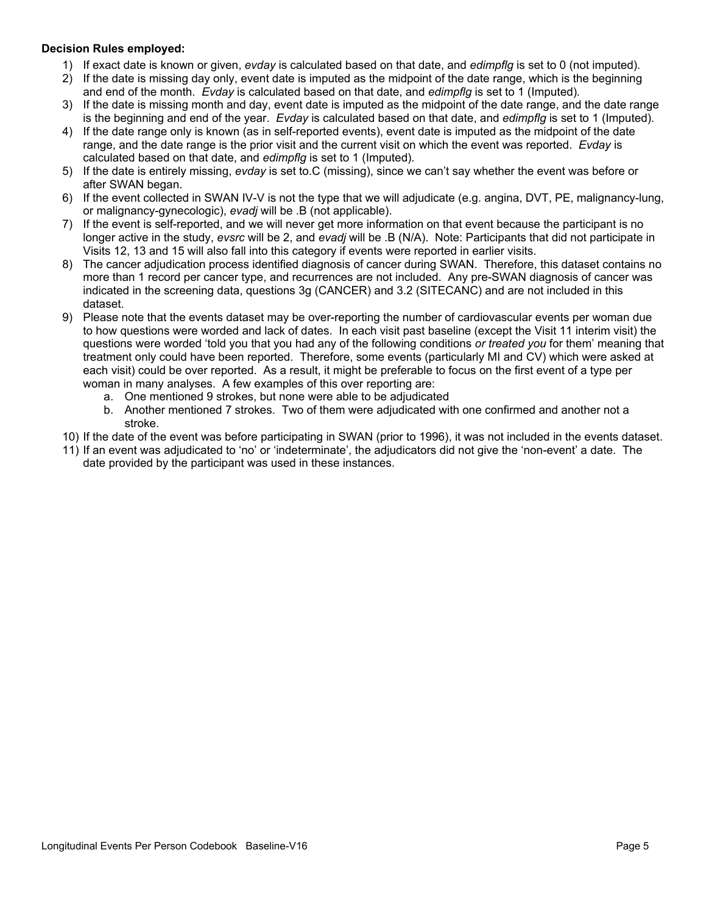**Decision Rules employed:**

1) If exact date is known or given, *evday* is calculated based on that date, and *edimpflg* is set to 0 (not imputed).
2) If the date is missing day only, event date is imputed as the midpoint of the date range, which is the beginning and end of the month. *Evday* is calculated based on that date, and *edimpflg* is set to 1 (Imputed).
3) If the date is missing month and day, event date is imputed as the midpoint of the date range, and the date range is the beginning and end of the year. *Evday* is calculated based on that date, and *edimpflg* is set to 1 (Imputed).
4) If the date range only is known (as in self-reported events), event date is imputed as the midpoint of the date range, and the date range is the prior visit and the current visit on which the event was reported. *Evday* is calculated based on that date, and *edimpflg* is set to 1 (Imputed).
5) If the date is entirely missing, *evday* is set to.C (missing), since we can't say whether the event was before or after SWAN began.
6) If the event collected in SWAN IV-V is not the type that we will adjudicate (e.g. angina, DVT, PE, malignancy-lung, or malignancy-gynecologic), *evadj* will be .B (not applicable).
7) If the event is self-reported, and we will never get more information on that event because the participant is no longer active in the study, *evsrc* will be 2, and *evadj* will be .B (N/A). Note: Participants that did not participate in Visits 12, 13 and 15 will also fall into this category if events were reported in earlier visits.
8) The cancer adjudication process identified diagnosis of cancer during SWAN. Therefore, this dataset contains no more than 1 record per cancer type, and recurrences are not included. Any pre-SWAN diagnosis of cancer was indicated in the screening data, questions 3g (CANCER) and 3.2 (SITECANC) and are not included in this dataset.
9) Please note that the events dataset may be over-reporting the number of cardiovascular events per woman due to how questions were worded and lack of dates. In each visit past baseline (except the Visit 11 interim visit) the questions were worded 'told you that you had any of the following conditions *or treated you* for them' meaning that treatment only could have been reported. Therefore, some events (particularly MI and CV) which were asked at each visit) could be over reported. As a result, it might be preferable to focus on the first event of a type per woman in many analyses. A few examples of this over reporting are:
    a. One mentioned 9 strokes, but none were able to be adjudicated
    b. Another mentioned 7 strokes. Two of them were adjudicated with one confirmed and another not a stroke.
10) If the date of the event was before participating in SWAN (prior to 1996), it was not included in the events dataset.
11) If an event was adjudicated to 'no' or 'indeterminate', the adjudicators did not give the 'non-event' a date. The date provided by the participant was used in these instances.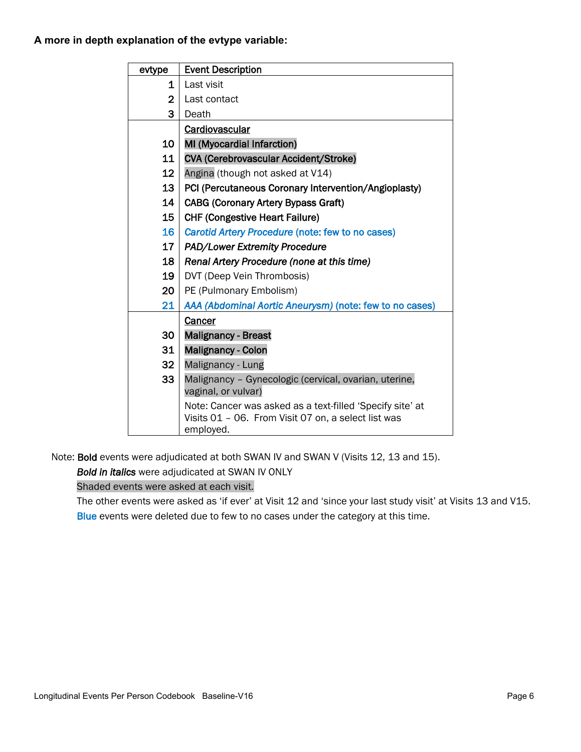**A more in depth explanation of the evtype variable:**

| evtype | Event Description |
|---|---|
| 1 | Last visit |
| 2 | Last contact |
| 3 | Death |
| | Cardiovascular |
| 10 | **MI (Myocardial Infarction)** |
| 11 | **CVA (Cerebrovascular Accident/Stroke)** |
| 12 | Angina (though not asked at V14) |
| 13 | **PCI (Percutaneous Coronary Intervention/Angioplasty)** |
| 14 | **CABG (Coronary Artery Bypass Graft)** |
| 15 | **CHF (Congestive Heart Failure)** |
| 16 | ***Carotid Artery Procedure* (note: few to no cases)** |
| 17 | ***PAD/Lower Extremity Procedure*** |
| 18 | ***Renal Artery Procedure (none at this time)*** |
| 19 | DVT (Deep Vein Thrombosis) |
| 20 | PE (Pulmonary Embolism) |
| 21 | ***AAA (Abdominal Aortic Aneurysm)* (note: few to no cases)** |
| | Cancer |
| 30 | **Malignancy - Breast** |
| 31 | **Malignancy - Colon** |
| 32 | Malignancy - Lung |
| 33 | Malignancy – Gynecologic (cervical, ovarian, uterine, vaginal, or vulvar) |
| | Note: Cancer was asked as a text-filled 'Specify site' at Visits 01 – 06. From Visit 07 on, a select list was employed. |

Note: **Bold** events were adjudicated at both SWAN IV and SWAN V (Visits 12, 13 and 15).

***Bold in italics*** were adjudicated at SWAN IV ONLY

Shaded events were asked at each visit.

The other events were asked as 'if ever' at Visit 12 and 'since your last study visit' at Visits 13 and V15.

Blue events were deleted due to few to no cases under the category at this time.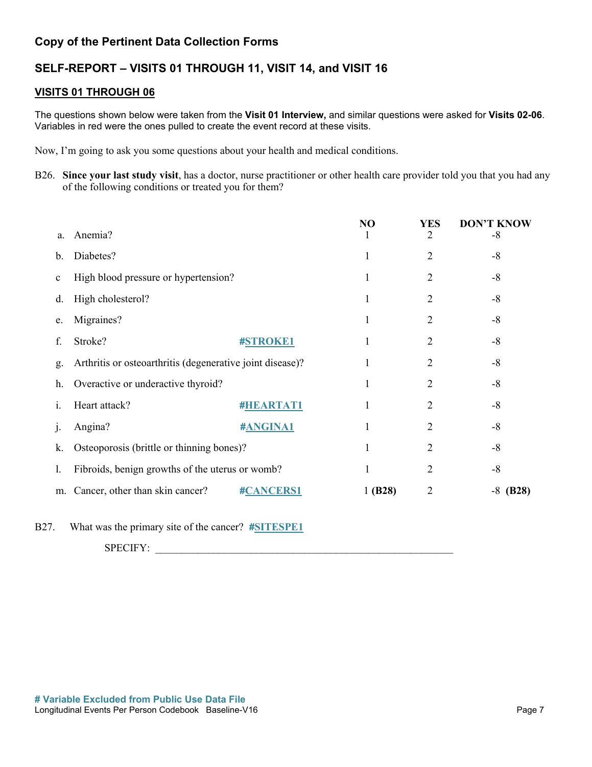## Copy of the Pertinent Data Collection Forms

## SELF-REPORT – VISITS 01 THROUGH 11, VISIT 14, and VISIT 16

### VISITS 01 THROUGH 06

The questions shown below were taken from the **Visit 01 Interview,** and similar questions were asked for **Visits 02-06**. Variables in red were the ones pulled to create the event record at these visits.

Now, I'm going to ask you some questions about your health and medical conditions.

B26. **Since your last study visit**, has a doctor, nurse practitioner or other health care provider told you that you had any of the following conditions or treated you for them?

| | | | NO | YES | DON'T KNOW |
|---|---|---|---|---|---|
| a. | Anemia? | | 1 | 2 | -8 |
| b. | Diabetes? | | 1 | 2 | -8 |
| c | High blood pressure or hypertension? | | 1 | 2 | -8 |
| d. | High cholesterol? | | 1 | 2 | -8 |
| e. | Migraines? | | 1 | 2 | -8 |
| f. | Stroke? | **#STROKE1** | 1 | 2 | -8 |
| g. | Arthritis or osteoarthritis (degenerative joint disease)? | | 1 | 2 | -8 |
| h. | Overactive or underactive thyroid? | | 1 | 2 | -8 |
| i. | Heart attack? | **#HEARTAT1** | 1 | 2 | -8 |
| j. | Angina? | **#ANGINA1** | 1 | 2 | -8 |
| k. | Osteoporosis (brittle or thinning bones)? | | 1 | 2 | -8 |
| l. | Fibroids, benign growths of the uterus or womb? | | 1 | 2 | -8 |
| m. | Cancer, other than skin cancer? | **#CANCERS1** | 1 **(B28)** | 2 | -8 **(B28)** |

B27. What was the primary site of the cancer? **#SITESPE1**

SPECIFY: ______________________________________________________________

**# Variable Excluded from Public Use Data File**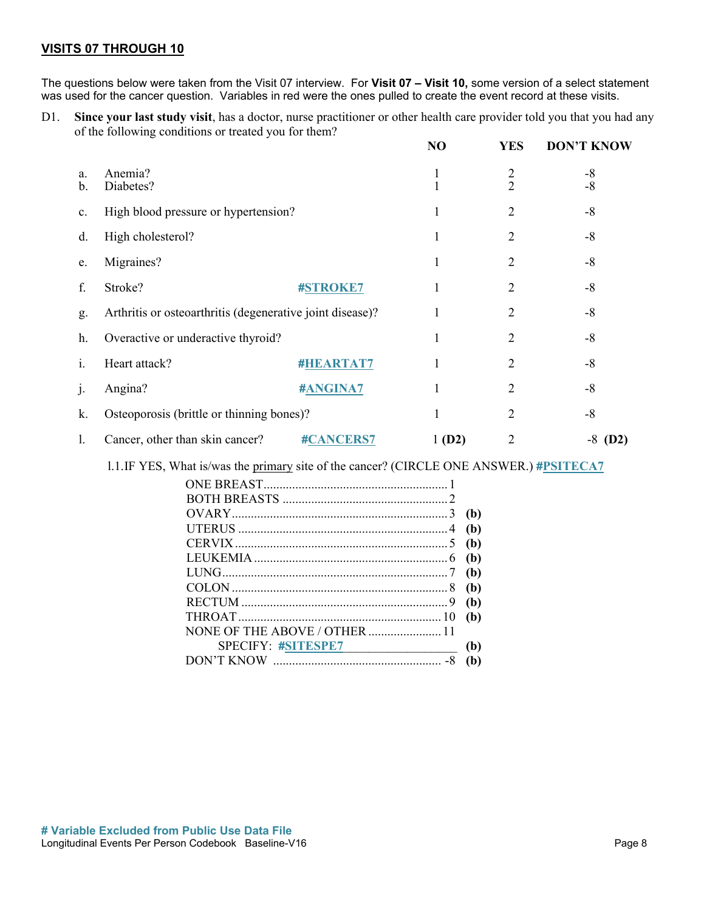## VISITS 07 THROUGH 10

The questions below were taken from the Visit 07 interview. For **Visit 07 – Visit 10,** some version of a select statement was used for the cancer question. Variables in red were the ones pulled to create the event record at these visits.

D1. **Since your last study visit**, has a doctor, nurse practitioner or other health care provider told you that you had any of the following conditions or treated you for them?

| | | | NO | YES | DON'T KNOW |
|---|---|---|---|---|---|
| a. | Anemia? | | 1 | 2 | -8 |
| b. | Diabetes? | | 1 | 2 | -8 |
| c. | High blood pressure or hypertension? | | 1 | 2 | -8 |
| d. | High cholesterol? | | 1 | 2 | -8 |
| e. | Migraines? | | 1 | 2 | -8 |
| f. | Stroke? | **#STROKE7** | 1 | 2 | -8 |
| g. | Arthritis or osteoarthritis (degenerative joint disease)? | | 1 | 2 | -8 |
| h. | Overactive or underactive thyroid? | | 1 | 2 | -8 |
| i. | Heart attack? | **#HEARTAT7** | 1 | 2 | -8 |
| j. | Angina? | **#ANGINA7** | 1 | 2 | -8 |
| k. | Osteoporosis (brittle or thinning bones)? | | 1 | 2 | -8 |
| l. | Cancer, other than skin cancer? | **#CANCERS7** | 1 **(D2)** | 2 | -8 **(D2)** |

l.1. IF YES, What is/was the primary site of the cancer? (CIRCLE ONE ANSWER.) **#PSITECA7**

| | | |
|---|---|---|
| ONE BREAST | 1 | |
| BOTH BREASTS | 2 | |
| OVARY | 3 | **(b)** |
| UTERUS | 4 | **(b)** |
| CERVIX | 5 | **(b)** |
| LEUKEMIA | 6 | **(b)** |
| LUNG | 7 | **(b)** |
| COLON | 8 | **(b)** |
| RECTUM | 9 | **(b)** |
| THROAT | 10 | **(b)** |
| NONE OF THE ABOVE / OTHER | 11 | |
| SPECIFY: **#SITESPE7** ________________ | | **(b)** |
| DON'T KNOW | -8 | **(b)** |

**# Variable Excluded from Public Use Data File**

Longitudinal Events Per Person Codebook Baseline-V16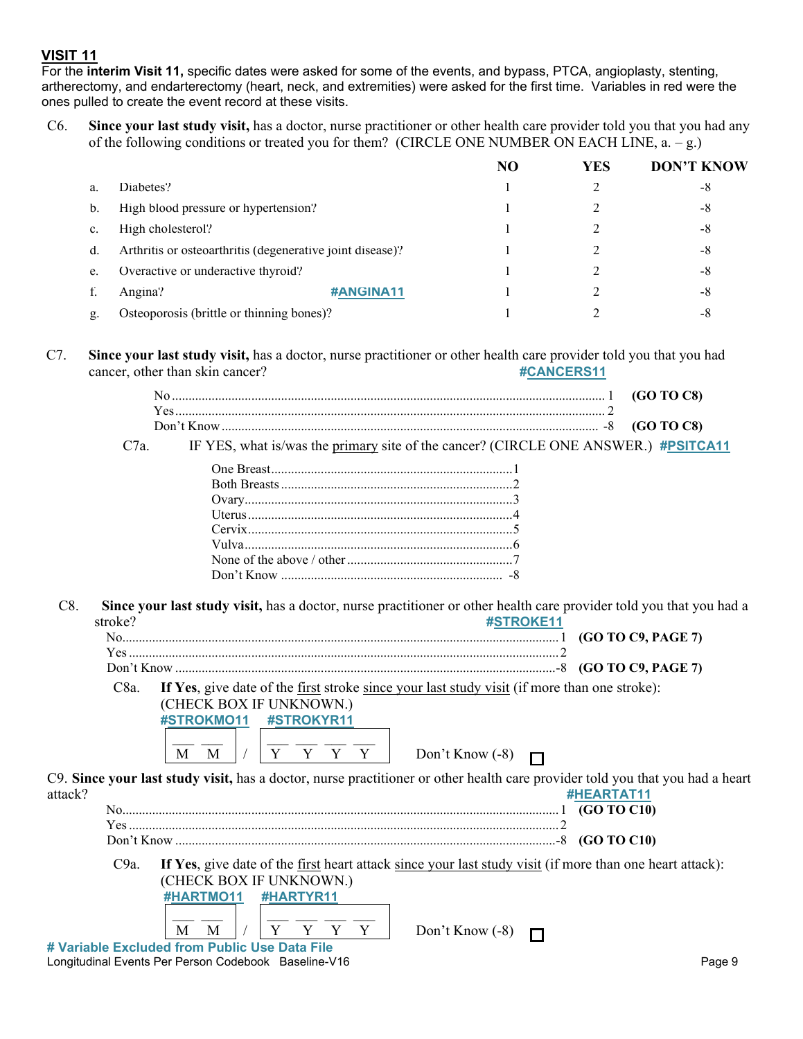## VISIT 11

For the **interim Visit 11,** specific dates were asked for some of the events, and bypass, PTCA, angioplasty, stenting, artherectomy, and endarterectomy (heart, neck, and extremities) were asked for the first time. Variables in red were the ones pulled to create the event record at these visits.

C6. **Since your last study visit,** has a doctor, nurse practitioner or other health care provider told you that you had any of the following conditions or treated you for them? (CIRCLE ONE NUMBER ON EACH LINE, a. – g.)

| | | | NO | YES | DON'T KNOW |
|---|---|---|---|---|---|
| a. | Diabetes? | | 1 | 2 | -8 |
| b. | High blood pressure or hypertension? | | 1 | 2 | -8 |
| c. | High cholesterol? | | 1 | 2 | -8 |
| d. | Arthritis or osteoarthritis (degenerative joint disease)? | | 1 | 2 | -8 |
| e. | Overactive or underactive thyroid? | | 1 | 2 | -8 |
| f. | Angina? | #ANGINA11 | 1 | 2 | -8 |
| g. | Osteoporosis (brittle or thinning bones)? | | 1 | 2 | -8 |

C7. **Since your last study visit,** has a doctor, nurse practitioner or other health care provider told you that you had cancer, other than skin cancer? **#CANCERS11**

No .......... 1 **(GO TO C8)**
Yes .......... 2
Don't Know .......... -8 **(GO TO C8)**

C7a. IF YES, what is/was the primary site of the cancer? (CIRCLE ONE ANSWER.) **#PSITCA11**

One Breast .......... 1
Both Breasts .......... 2
Ovary .......... 3
Uterus .......... 4
Cervix .......... 5
Vulva .......... 6
None of the above / other .......... 7
Don't Know .......... -8

C8. **Since your last study visit,** has a doctor, nurse practitioner or other health care provider told you that you had a stroke? **#STROKE11**

No .......... 1 **(GO TO C9, PAGE 7)**
Yes .......... 2
Don't Know .......... -8 **(GO TO C9, PAGE 7)**

C8a. **If Yes**, give date of the first stroke since your last study visit (if more than one stroke): (CHECK BOX IF UNKNOWN.)

**#STROKMO11** **#STROKYR11**

___ ___ / ___ ___ ___ ___
M M / Y Y Y Y Don't Know (-8) ☐

C9. **Since your last study visit,** has a doctor, nurse practitioner or other health care provider told you that you had a heart attack? **#HEARTAT11**

No .......... 1 **(GO TO C10)**
Yes .......... 2
Don't Know .......... -8 **(GO TO C10)**

C9a. **If Yes**, give date of the first heart attack since your last study visit (if more than one heart attack): (CHECK BOX IF UNKNOWN.)

**#HARTMO11** **#HARTYR11**

___ ___ / ___ ___ ___ ___
M M / Y Y Y Y Don't Know (-8) ☐

**# Variable Excluded from Public Use Data File**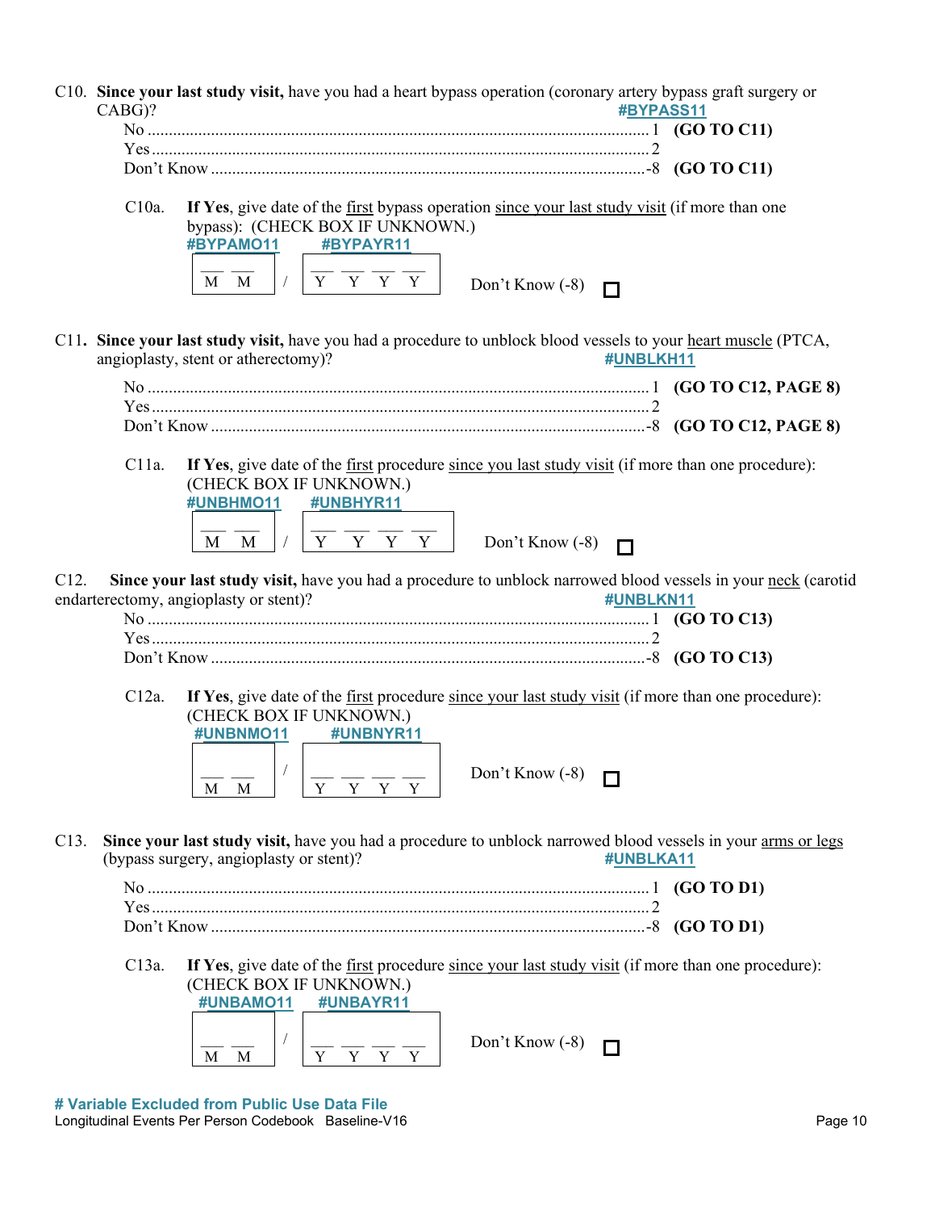C10. **Since your last study visit,** have you had a heart bypass operation (coronary artery bypass graft surgery or CABG)? #BYPASS11

No ........................................................................................................ 1 **(GO TO C11)**
Yes ....................................................................................................... 2
Don't Know .......................................................................................... -8 **(GO TO C11)**

C10a. **If Yes**, give date of the first bypass operation since your last study visit (if more than one bypass): (CHECK BOX IF UNKNOWN.)

#BYPAMO11 #BYPAYR11

__ __ / __ __ __ __
M M / Y Y Y Y

Don't Know (-8) ☐

C11**.** **Since your last study visit,** have you had a procedure to unblock blood vessels to your heart muscle (PTCA, angioplasty, stent or atherectomy)? #UNBLKH11

No ........................................................................................................ 1 **(GO TO C12, PAGE 8)**
Yes ....................................................................................................... 2
Don't Know .......................................................................................... -8 **(GO TO C12, PAGE 8)**

C11a. **If Yes**, give date of the first procedure since you last study visit (if more than one procedure): (CHECK BOX IF UNKNOWN.)

#UNBHMO11 #UNBHYR11

__ __ / __ __ __ __
M M / Y Y Y Y

Don't Know (-8) ☐

C12. **Since your last study visit,** have you had a procedure to unblock narrowed blood vessels in your neck (carotid endarterectomy, angioplasty or stent)? #UNBLKN11

No ........................................................................................................ 1 **(GO TO C13)**
Yes ....................................................................................................... 2
Don't Know .......................................................................................... -8 **(GO TO C13)**

C12a. **If Yes**, give date of the first procedure since your last study visit (if more than one procedure): (CHECK BOX IF UNKNOWN.)

#UNBNMO11 #UNBNYR11

__ __ / __ __ __ __
M M / Y Y Y Y

Don't Know (-8) ☐

C13. **Since your last study visit,** have you had a procedure to unblock narrowed blood vessels in your arms or legs (bypass surgery, angioplasty or stent)? #UNBLKA11

No ........................................................................................................ 1 **(GO TO D1)**
Yes ....................................................................................................... 2
Don't Know .......................................................................................... -8 **(GO TO D1)**

C13a. **If Yes**, give date of the first procedure since your last study visit (if more than one procedure): (CHECK BOX IF UNKNOWN.)

#UNBAMO11 #UNBAYR11

__ __ / __ __ __ __
M M / Y Y Y Y

Don't Know (-8) ☐

**# Variable Excluded from Public Use Data File**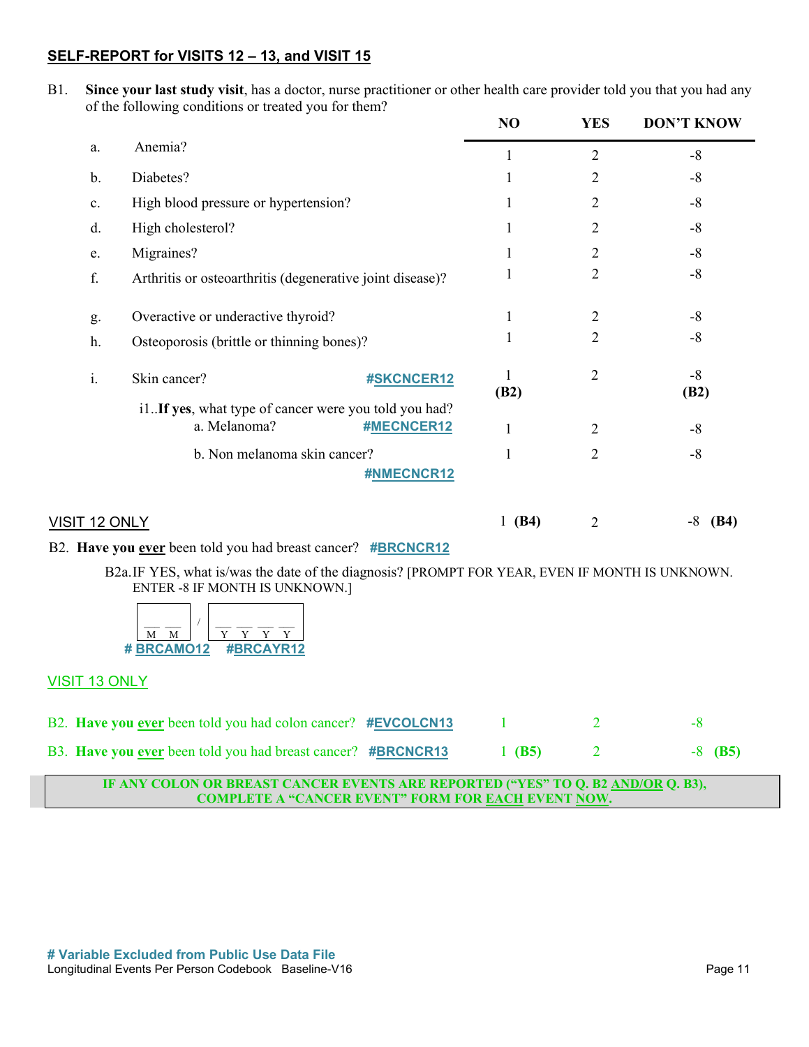## SELF-REPORT for VISITS 12 – 13, and VISIT 15

B1. **Since your last study visit**, has a doctor, nurse practitioner or other health care provider told you that you had any of the following conditions or treated you for them?

| | | | NO | YES | DON'T KNOW |
|---|---|---|---|---|---|
| a. | Anemia? | | 1 | 2 | -8 |
| b. | Diabetes? | | 1 | 2 | -8 |
| c. | High blood pressure or hypertension? | | 1 | 2 | -8 |
| d. | High cholesterol? | | 1 | 2 | -8 |
| e. | Migraines? | | 1 | 2 | -8 |
| f. | Arthritis or osteoarthritis (degenerative joint disease)? | | 1 | 2 | -8 |
| g. | Overactive or underactive thyroid? | | 1 | 2 | -8 |
| h. | Osteoporosis (brittle or thinning bones)? | | 1 | 2 | -8 |
| i. | Skin cancer? | #SKCNCER12 | 1 **(B2)** | 2 | -8 **(B2)** |
| | i1. **If yes**, what type of cancer were you told you had? a. Melanoma? | #MECNCER12 | 1 | 2 | -8 |
| | b. Non melanoma skin cancer? | #NMECNCR12 | 1 | 2 | -8 |

VISIT 12 ONLY

| | | NO | YES | DON'T KNOW |
|---|---|---|---|---|
| B2. **Have you ever** been told you had breast cancer? | #BRCNCR12 | 1 **(B4)** | 2 | -8 **(B4)** |

B2a. IF YES, what is/was the date of the diagnosis? [PROMPT FOR YEAR, EVEN IF MONTH IS UNKNOWN. ENTER -8 IF MONTH IS UNKNOWN.]

__ __ / __ __ __ __
M M / Y Y Y Y
#BRCAMO12 #BRCAYR12

VISIT 13 ONLY

| | | NO | YES | DON'T KNOW |
|---|---|---|---|---|
| B2. **Have you ever** been told you had colon cancer? | #EVCOLCN13 | 1 | 2 | -8 |
| B3. **Have you ever** been told you had breast cancer? | #BRCNCR13 | 1 **(B5)** | 2 | -8 **(B5)** |

**IF ANY COLON OR BREAST CANCER EVENTS ARE REPORTED ("YES" TO Q. B2 AND/OR Q. B3), COMPLETE A "CANCER EVENT" FORM FOR EACH EVENT NOW.**

**# Variable Excluded from Public Use Data File**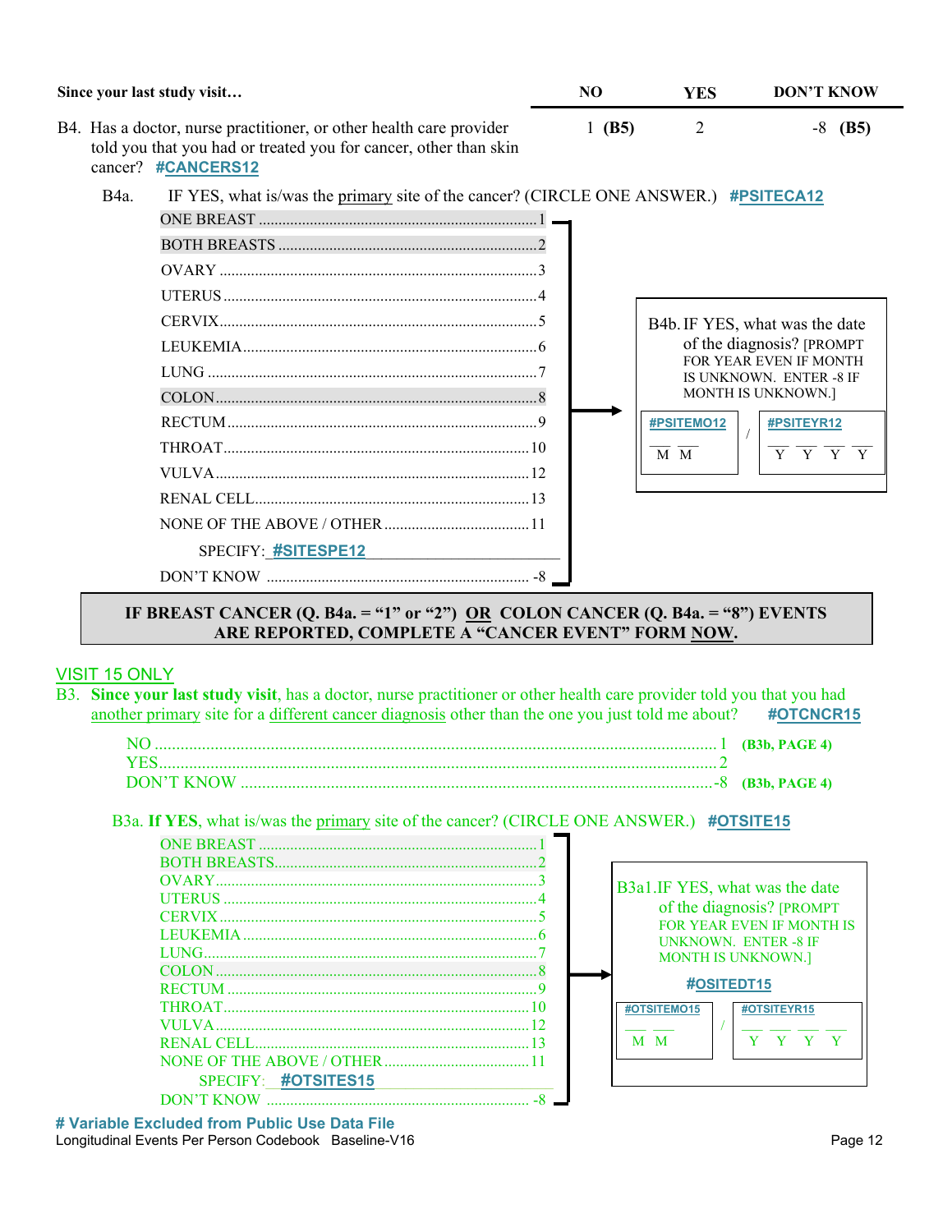| Since your last study visit… | NO | YES | DON'T KNOW |
|---|---|---|---|
| B4. Has a doctor, nurse practitioner, or other health care provider told you that you had or treated you for cancer, other than skin cancer? #CANCERS12 | 1 (B5) | 2 | -8 (B5) |

B4a. IF YES, what is/was the primary site of the cancer? (CIRCLE ONE ANSWER.) #PSITECA12

- ONE BREAST ........ 1
- BOTH BREASTS ........ 2
- OVARY ........ 3
- UTERUS ........ 4
- CERVIX ........ 5
- LEUKEMIA ........ 6
- LUNG ........ 7
- COLON ........ 8
- RECTUM ........ 9
- THROAT ........ 10
- VULVA ........ 12
- RENAL CELL ........ 13
- NONE OF THE ABOVE / OTHER ........ 11
  - SPECIFY: #SITESPE12 ________
- DON'T KNOW ........ -8

B4b. IF YES, what was the date of the diagnosis? [PROMPT FOR YEAR EVEN IF MONTH IS UNKNOWN. ENTER -8 IF MONTH IS UNKNOWN.]

#PSITEMO12 __ __ (M M) / #PSITEYR12 __ __ __ __ (Y Y Y Y)

**IF BREAST CANCER (Q. B4a. = "1" or "2") OR COLON CANCER (Q. B4a. = "8") EVENTS ARE REPORTED, COMPLETE A "CANCER EVENT" FORM NOW.**

VISIT 15 ONLY

B3. **Since your last study visit**, has a doctor, nurse practitioner or other health care provider told you that you had another primary site for a different cancer diagnosis other than the one you just told me about? #OTCNCR15

- NO ........ 1 **(B3b, PAGE 4)**
- YES ........ 2
- DON'T KNOW ........ -8 **(B3b, PAGE 4)**

B3a. **If YES**, what is/was the primary site of the cancer? (CIRCLE ONE ANSWER.) #OTSITE15

- ONE BREAST ........ 1
- BOTH BREASTS ........ 2
- OVARY ........ 3
- UTERUS ........ 4
- CERVIX ........ 5
- LEUKEMIA ........ 6
- LUNG ........ 7
- COLON ........ 8
- RECTUM ........ 9
- THROAT ........ 10
- VULVA ........ 12
- RENAL CELL ........ 13
- NONE OF THE ABOVE / OTHER ........ 11
  - SPECIFY: #OTSITES15
- DON'T KNOW ........ -8

B3a1. IF YES, what was the date of the diagnosis? [PROMPT FOR YEAR EVEN IF MONTH IS UNKNOWN. ENTER -8 IF MONTH IS UNKNOWN.]

#OSITEDT15

#OTSITEMO15 __ __ (M M) / #OTSITEYR15 __ __ __ __ (Y Y Y Y)

**# Variable Excluded from Public Use Data File**

Longitudinal Events Per Person Codebook Baseline-V16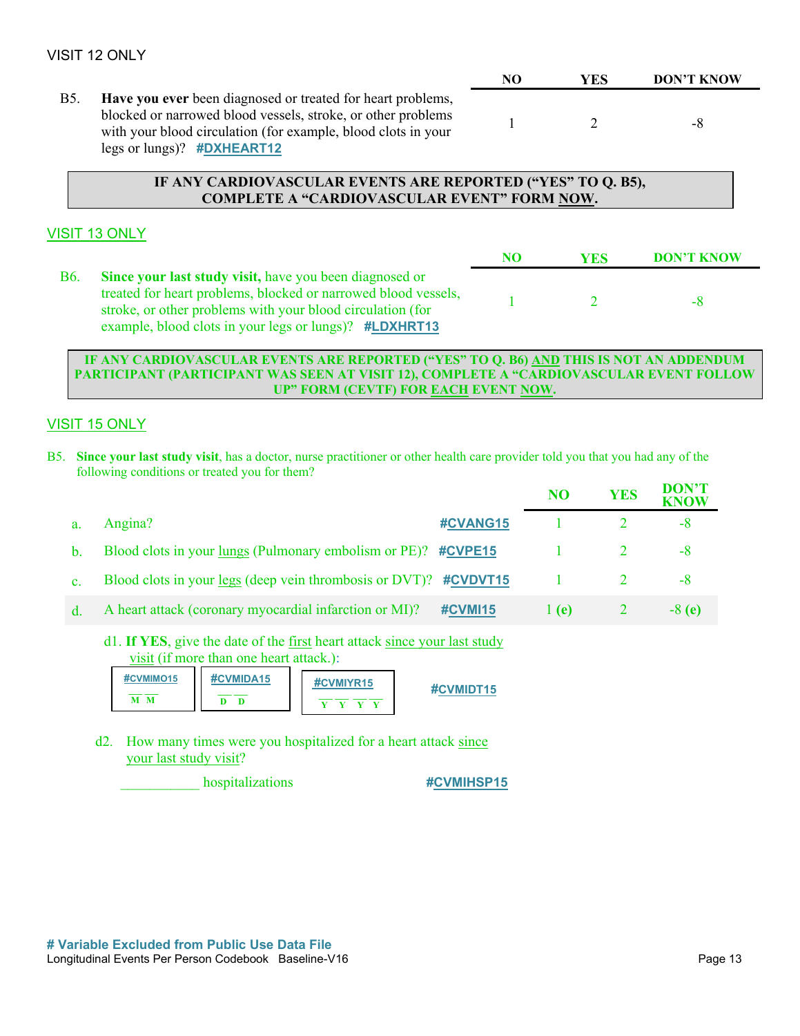VISIT 12 ONLY

| | NO | YES | DON'T KNOW |
|---|---|---|---|
| B5. **Have you ever** been diagnosed or treated for heart problems, blocked or narrowed blood vessels, stroke, or other problems with your blood circulation (for example, blood clots in your legs or lungs)? **#DXHEART12** | 1 | 2 | -8 |

**IF ANY CARDIOVASCULAR EVENTS ARE REPORTED ("YES" TO Q. B5), COMPLETE A "CARDIOVASCULAR EVENT" FORM NOW.**

VISIT 13 ONLY

| | NO | YES | DON'T KNOW |
|---|---|---|---|
| B6. **Since your last study visit,** have you been diagnosed or treated for heart problems, blocked or narrowed blood vessels, stroke, or other problems with your blood circulation (for example, blood clots in your legs or lungs)? **#LDXHRT13** | 1 | 2 | -8 |

**IF ANY CARDIOVASCULAR EVENTS ARE REPORTED ("YES" TO Q. B6) AND THIS IS NOT AN ADDENDUM PARTICIPANT (PARTICIPANT WAS SEEN AT VISIT 12), COMPLETE A "CARDIOVASCULAR EVENT FOLLOW UP" FORM (CEVTF) FOR EACH EVENT NOW.**

VISIT 15 ONLY

B5. **Since your last study visit**, has a doctor, nurse practitioner or other health care provider told you that you had any of the following conditions or treated you for them?

| | | | NO | YES | DON'T KNOW |
|---|---|---|---|---|---|
| a. | Angina? | **#CVANG15** | 1 | 2 | -8 |
| b. | Blood clots in your lungs (Pulmonary embolism or PE)? | **#CVPE15** | 1 | 2 | -8 |
| c. | Blood clots in your legs (deep vein thrombosis or DVT)? | **#CVDVT15** | 1 | 2 | -8 |
| d. | A heart attack (coronary myocardial infarction or MI)? | **#CVMI15** | 1 **(e)** | 2 | -8 **(e)** |

d1. **If YES**, give the date of the first heart attack since your last study visit (if more than one heart attack.):

| #CVMIMO15 | #CVMIDA15 | #CVMIYR15 | |
|---|---|---|---|
| __ __ M M | __ __ D D | __ __ __ __ Y Y Y Y | **#CVMIDT15** |

d2. How many times were you hospitalized for a heart attack since your last study visit?

___________ hospitalizations **#CVMIHSP15**

**# Variable Excluded from Public Use Data File**

Longitudinal Events Per Person Codebook Baseline-V16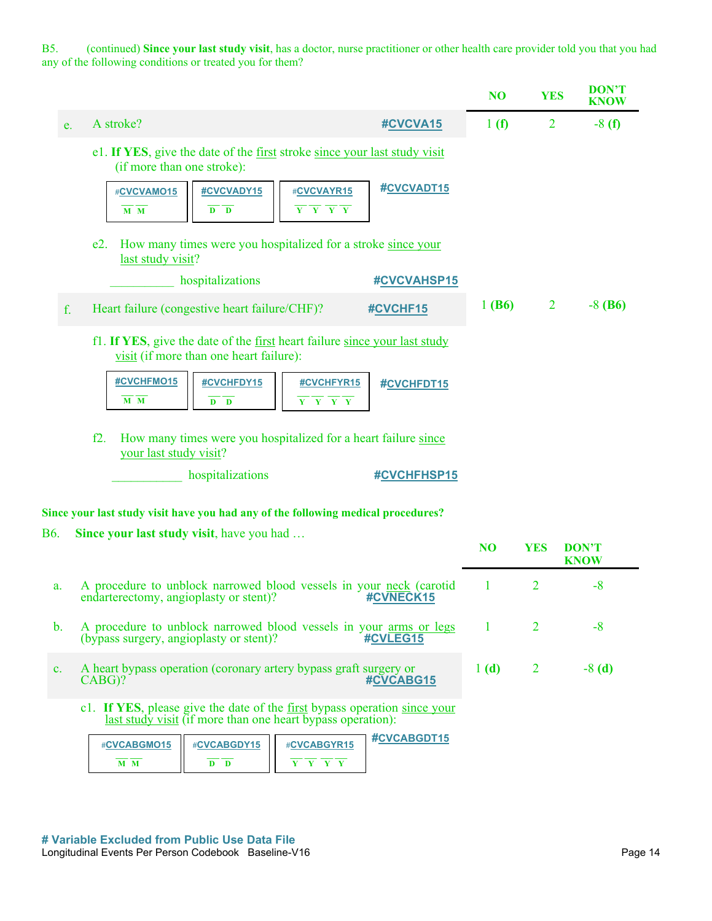B5. (continued) **Since your last study visit**, has a doctor, nurse practitioner or other health care provider told you that you had any of the following conditions or treated you for them?

| | | NO | YES | DON'T KNOW |
|---|---|---|---|---|
| e. | A stroke? **#CVCVA15** | 1 **(f)** | 2 | -8 **(f)** |

e1. **If YES**, give the date of the first stroke since your last study visit (if more than one stroke):

| #CVCVAMO15 | #CVCVADY15 | #CVCVAYR15 | #CVCVADT15 |
|---|---|---|---|
| __ __ M M | __ __ D D | __ __ __ __ Y Y Y Y | |

e2. How many times were you hospitalized for a stroke since your last study visit?

__________ hospitalizations **#CVCVAHSP15**

| | | NO | YES | DON'T KNOW |
|---|---|---|---|---|
| f. | Heart failure (congestive heart failure/CHF)? **#CVCHF15** | 1 **(B6)** | 2 | -8 **(B6)** |

f1. **If YES**, give the date of the first heart failure since your last study visit (if more than one heart failure):

| #CVCHFMO15 | #CVCHFDY15 | #CVCHFYR15 | #CVCHFDT15 |
|---|---|---|---|
| __ __ M M | __ __ D D | __ __ __ __ Y Y Y Y | |

f2. How many times were you hospitalized for a heart failure since your last study visit?

___________ hospitalizations **#CVCHFHSP15**

**Since your last study visit have you had any of the following medical procedures?**

B6. **Since your last study visit**, have you had …

| | | NO | YES | DON'T KNOW |
|---|---|---|---|---|
| a. | A procedure to unblock narrowed blood vessels in your neck (carotid endarterectomy, angioplasty or stent)? **#CVNECK15** | 1 | 2 | -8 |
| b. | A procedure to unblock narrowed blood vessels in your arms or legs (bypass surgery, angioplasty or stent)? **#CVLEG15** | 1 | 2 | -8 |
| c. | A heart bypass operation (coronary artery bypass graft surgery or CABG)? **#CVCABG15** | 1 **(d)** | 2 | -8 **(d)** |

c1. **If YES**, please give the date of the first bypass operation since your last study visit (if more than one heart bypass operation):

| #CVCABGMO15 | #CVCABGDY15 | #CVCABGYR15 | #CVCABGDT15 |
|---|---|---|---|
| __ __ M M | __ __ D D | __ __ __ __ Y Y Y Y | |

**# Variable Excluded from Public Use Data File**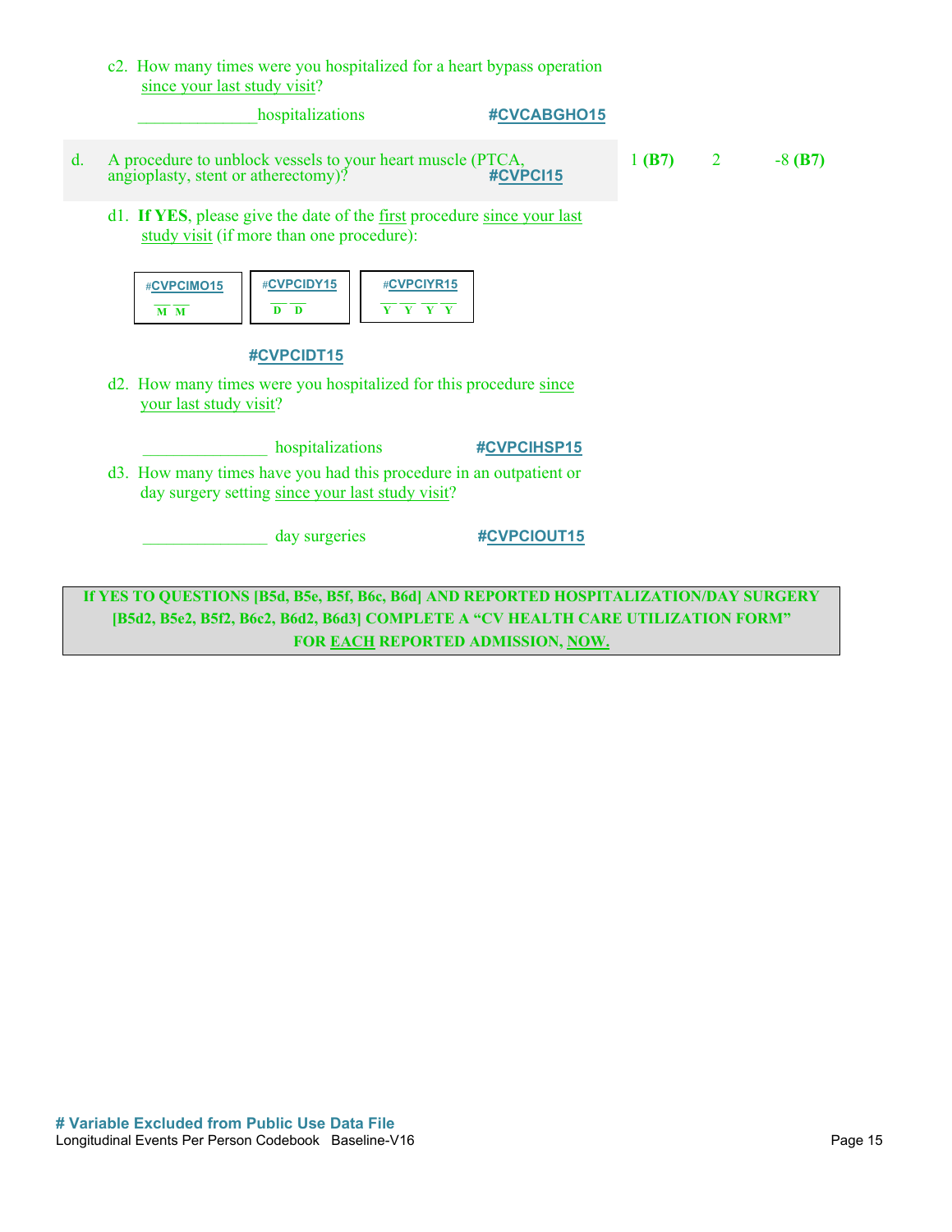c2. How many times were you hospitalized for a heart bypass operation since your last study visit?

______________hospitalizations **#CVCABGHO15**

| | | | | |
|---|---|---|---|---|
| d. | A procedure to unblock vessels to your heart muscle (PTCA, angioplasty, stent or atherectomy)? **#CVPCI15** | 1 **(B7)** | 2 | -8 **(B7)** |

d1. **If YES**, please give the date of the first procedure since your last study visit (if more than one procedure):

| #**CVPCIMO15** | #**CVPCIDY15** | #**CVPCIYR15** |
|---|---|---|
| __ __ M M | __ __ D D | __ __ __ __ Y Y Y Y |

**#CVPCIDT15**

d2. How many times were you hospitalized for this procedure since your last study visit?

_______________ hospitalizations **#CVPCIHSP15**

d3. How many times have you had this procedure in an outpatient or day surgery setting since your last study visit?

_______________ day surgeries **#CVPCIOUT15**

**If YES TO QUESTIONS [B5d, B5e, B5f, B6c, B6d] AND REPORTED HOSPITALIZATION/DAY SURGERY [B5d2, B5e2, B5f2, B6c2, B6d2, B6d3] COMPLETE A "CV HEALTH CARE UTILIZATION FORM" FOR EACH REPORTED ADMISSION, NOW.**

**# Variable Excluded from Public Use Data File**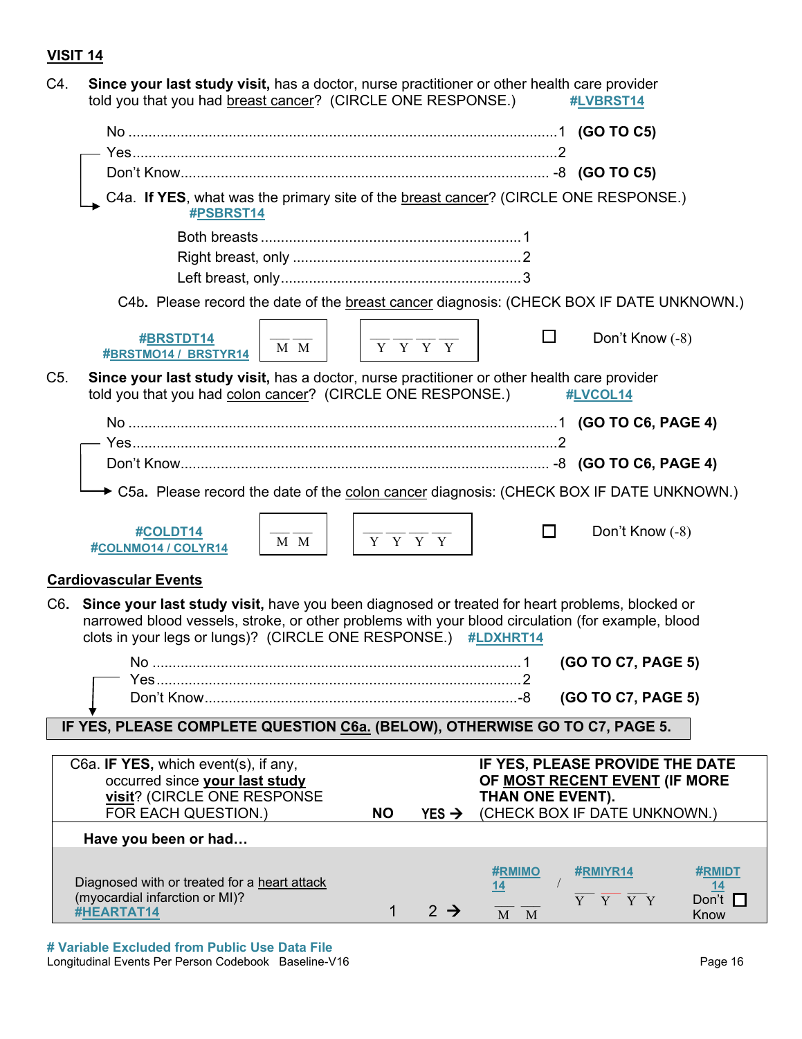## VISIT 14

C4. **Since your last study visit,** has a doctor, nurse practitioner or other health care provider told you that you had breast cancer? (CIRCLE ONE RESPONSE.) #LVBRST14

- No ........................................................................................ 1 **(GO TO C5)**
- Yes ........................................................................................ 2
- Don't Know ........................................................................................ -8 **(GO TO C5)**

C4a. **If YES**, what was the primary site of the breast cancer? (CIRCLE ONE RESPONSE.) #PSBRST14

- Both breasts ........................................................ 1
- Right breast, only ........................................................ 2
- Left breast, only ........................................................ 3

C4b. Please record the date of the breast cancer diagnosis: (CHECK BOX IF DATE UNKNOWN.)

#BRSTDT14
#BRSTMO14 / BRSTYR14

__ __ M M / __ __ __ __ Y Y Y Y ☐ Don't Know (-8)

C5. **Since your last study visit,** has a doctor, nurse practitioner or other health care provider told you that you had colon cancer? (CIRCLE ONE RESPONSE.) #LVCOL14

- No ........................................................................................ 1 **(GO TO C6, PAGE 4)**
- Yes ........................................................................................ 2
- Don't Know ........................................................................................ -8 **(GO TO C6, PAGE 4)**

C5a. Please record the date of the colon cancer diagnosis: (CHECK BOX IF DATE UNKNOWN.)

#COLDT14
#COLNMO14 / COLYR14

__ __ M M / __ __ __ __ Y Y Y Y ☐ Don't Know (-8)

## Cardiovascular Events

C6. **Since your last study visit,** have you been diagnosed or treated for heart problems, blocked or narrowed blood vessels, stroke, or other problems with your blood circulation (for example, blood clots in your legs or lungs)? (CIRCLE ONE RESPONSE.) #LDXHRT14

- No ........................................................................................ 1 **(GO TO C7, PAGE 5)**
- Yes ........................................................................................ 2
- Don't Know ........................................................................................ -8 **(GO TO C7, PAGE 5)**

**IF YES, PLEASE COMPLETE QUESTION C6a. (BELOW), OTHERWISE GO TO C7, PAGE 5.**

| C6a. **IF YES,** which event(s), if any, occurred since **your last study visit**? (CIRCLE ONE RESPONSE FOR EACH QUESTION.) | **NO** | **YES →** | **IF YES, PLEASE PROVIDE THE DATE OF MOST RECENT EVENT (IF MORE THAN ONE EVENT).** (CHECK BOX IF DATE UNKNOWN.) |
|---|---|---|---|
| **Have you been or had…** | | | |
| Diagnosed with or treated for a heart attack (myocardial infarction or MI)? #HEARTAT14 | 1 | 2 → | #RMIMO14 __ __ M M / #RMIYR14 __ __ __ __ Y Y Y Y #RMIDT14 Don't Know ☐ |

**# Variable Excluded from Public Use Data File**

Longitudinal Events Per Person Codebook Baseline-V16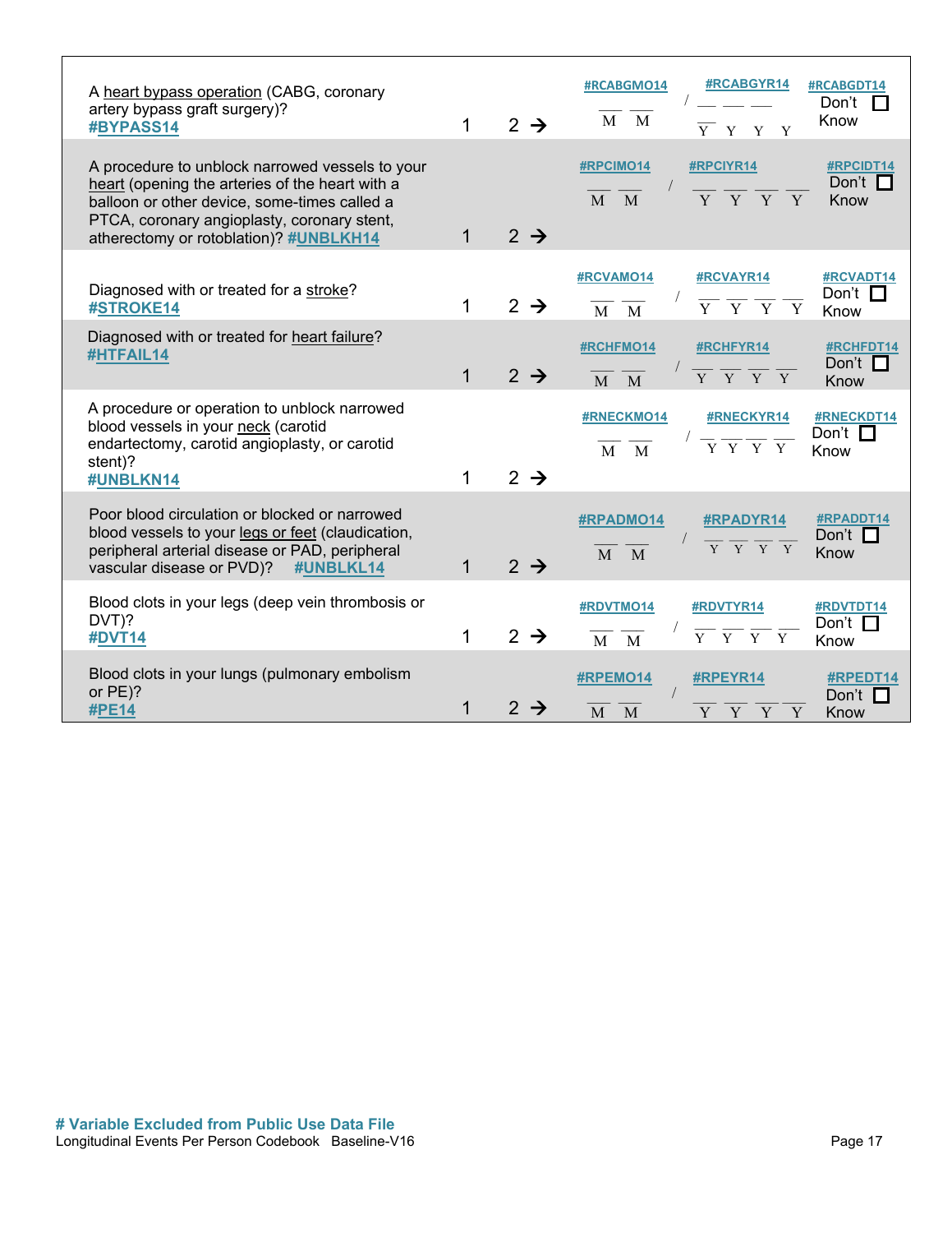| | | | | | |
|---|---|---|---|---|---|
| A heart bypass operation (CABG, coronary artery bypass graft surgery)? **#BYPASS14** | 1 | 2 → | **#RCABGMO14** __ __ M M | / **#RCABGYR14** __ __ __ __ Y Y Y Y | **#RCABGDT14** Don't Know ☐ |
| A procedure to unblock narrowed vessels to your heart (opening the arteries of the heart with a balloon or other device, some-times called a PTCA, coronary angioplasty, coronary stent, atherectomy or rotoblation)? **#UNBLKH14** | 1 | 2 → | **#RPCIMO14** __ __ M M | / **#RPCIYR14** __ __ __ __ Y Y Y Y | **#RPCIDT14** Don't Know ☐ |
| Diagnosed with or treated for a stroke? **#STROKE14** | 1 | 2 → | **#RCVAMO14** __ __ M M | / **#RCVAYR14** __ __ __ __ Y Y Y Y | **#RCVADT14** Don't Know ☐ |
| Diagnosed with or treated for heart failure? **#HTFAIL14** | 1 | 2 → | **#RCHFMO14** __ __ M M | / **#RCHFYR14** __ __ __ __ Y Y Y Y | **#RCHFDT14** Don't Know ☐ |
| A procedure or operation to unblock narrowed blood vessels in your neck (carotid endartectomy, carotid angioplasty, or carotid stent)? **#UNBLKN14** | 1 | 2 → | **#RNECKMO14** __ __ M M | / **#RNECKYR14** __ __ __ __ Y Y Y Y | **#RNECKDT14** Don't Know ☐ |
| Poor blood circulation or blocked or narrowed blood vessels to your legs or feet (claudication, peripheral arterial disease or PAD, peripheral vascular disease or PVD)? **#UNBLKL14** | 1 | 2 → | **#RPADMO14** __ __ M M | / **#RPADYR14** __ __ __ __ Y Y Y Y | **#RPADDT14** Don't Know ☐ |
| Blood clots in your legs (deep vein thrombosis or DVT)? **#DVT14** | 1 | 2 → | **#RDVTMO14** __ __ M M | / **#RDVTYR14** __ __ __ __ Y Y Y Y | **#RDVTDT14** Don't Know ☐ |
| Blood clots in your lungs (pulmonary embolism or PE)? **#PE14** | 1 | 2 → | **#RPEMO14** __ __ M M | / **#RPEYR14** __ __ __ __ Y Y Y Y | **#RPEDT14** Don't Know ☐ |

**# Variable Excluded from Public Use Data File**

Longitudinal Events Per Person Codebook Baseline-V16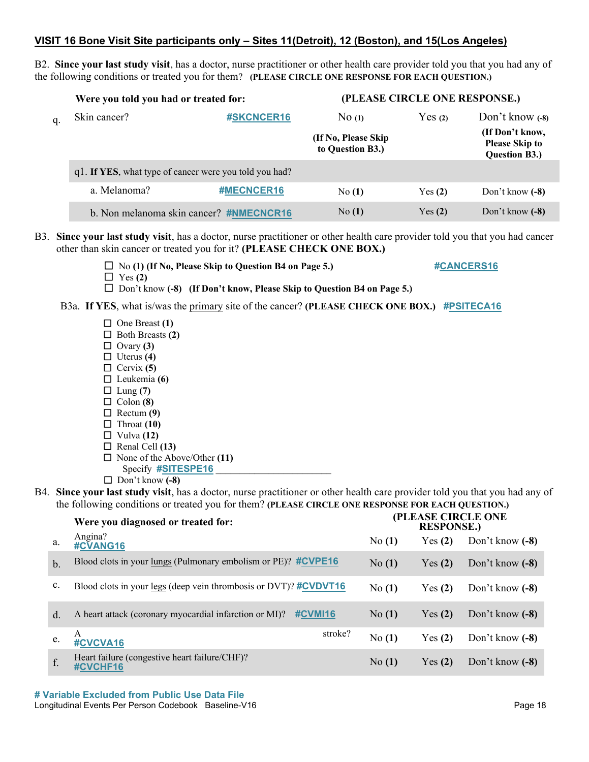**VISIT 16 Bone Visit Site participants only – Sites 11(Detroit), 12 (Boston), and 15(Los Angeles)**

B2. **Since your last study visit**, has a doctor, nurse practitioner or other health care provider told you that you had any of the following conditions or treated you for them? **(PLEASE CIRCLE ONE RESPONSE FOR EACH QUESTION.)**

| | **Were you told you had or treated for:** | | **(PLEASE CIRCLE ONE RESPONSE.)** | | |
|---|---|---|---|---|---|
| q. | Skin cancer? | #SKCNCER16 | No (1) **(If No, Please Skip to Question B3.)** | Yes (2) | Don't know (-8) **(If Don't know, Please Skip to Question B3.)** |
| | q1. **If YES**, what type of cancer were you told you had? | | | | |
| | a. Melanoma? | #MECNCER16 | No **(1)** | Yes **(2)** | Don't know **(-8)** |
| | b. Non melanoma skin cancer? | #NMECNCR16 | No **(1)** | Yes **(2)** | Don't know **(-8)** |

B3. **Since your last study visit**, has a doctor, nurse practitioner or other health care provider told you that you had cancer other than skin cancer or treated you for it? **(PLEASE CHECK ONE BOX.)** #CANCERS16

- ☐ No **(1) (If No, Please Skip to Question B4 on Page 5.)**
- ☐ Yes **(2)**
- ☐ Don't know **(-8)** **(If Don't know, Please Skip to Question B4 on Page 5.)**

B3a. **If YES**, what is/was the primary site of the cancer? **(PLEASE CHECK ONE BOX.)** #PSITECA16

- ☐ One Breast **(1)**
- ☐ Both Breasts **(2)**
- ☐ Ovary **(3)**
- ☐ Uterus **(4)**
- ☐ Cervix **(5)**
- ☐ Leukemia **(6)**
- ☐ Lung **(7)**
- ☐ Colon **(8)**
- ☐ Rectum **(9)**
- ☐ Throat **(10)**
- ☐ Vulva **(12)**
- ☐ Renal Cell **(13)**
- ☐ None of the Above/Other **(11)**
  Specify #SITESPE16 _______________________
- ☐ Don't know **(-8)**

B4. **Since your last study visit**, has a doctor, nurse practitioner or other health care provider told you that you had any of the following conditions or treated you for them? **(PLEASE CIRCLE ONE RESPONSE FOR EACH QUESTION.)**

| | **Were you diagnosed or treated for:** | **(PLEASE CIRCLE ONE RESPONSE.)** | | |
|---|---|---|---|---|
| a. | Angina? #CVANG16 | No **(1)** | Yes **(2)** | Don't know **(-8)** |
| b. | Blood clots in your lungs (Pulmonary embolism or PE)? #CVPE16 | No **(1)** | Yes **(2)** | Don't know **(-8)** |
| c. | Blood clots in your legs (deep vein thrombosis or DVT)? #CVDVT16 | No **(1)** | Yes **(2)** | Don't know **(-8)** |
| d. | A heart attack (coronary myocardial infarction or MI)? #CVMI16 | No **(1)** | Yes **(2)** | Don't know **(-8)** |
| e. | A stroke? #CVCVA16 | No **(1)** | Yes **(2)** | Don't know **(-8)** |
| f. | Heart failure (congestive heart failure/CHF)? #CVCHF16 | No **(1)** | Yes **(2)** | Don't know **(-8)** |

**# Variable Excluded from Public Use Data File**

Longitudinal Events Per Person Codebook Baseline-V16